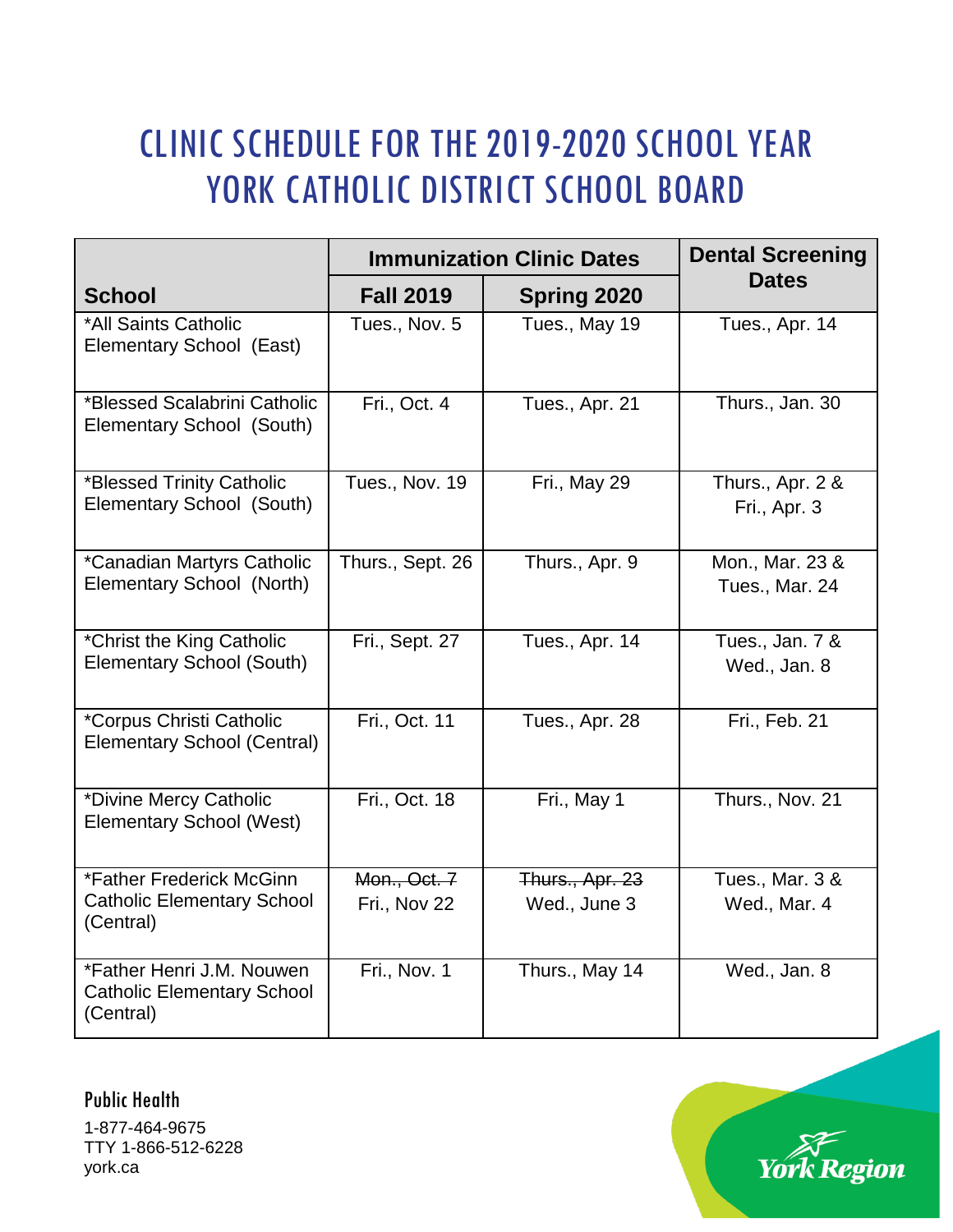# CLINIC SCHEDULE FOR THE 2019-2020 SCHOOL YEAR
# YORK CATHOLIC DISTRICT SCHOOL BOARD

| School | Immunization Clinic Dates | | Dental Screening Dates |
|---|---|---|---|
| | **Fall 2019** | **Spring 2020** | |
| *All Saints Catholic Elementary School (East) | Tues., Nov. 5 | Tues., May 19 | Tues., Apr. 14 |
| *Blessed Scalabrini Catholic Elementary School (South) | Fri., Oct. 4 | Tues., Apr. 21 | Thurs., Jan. 30 |
| *Blessed Trinity Catholic Elementary School (South) | Tues., Nov. 19 | Fri., May 29 | Thurs., Apr. 2 & Fri., Apr. 3 |
| *Canadian Martyrs Catholic Elementary School (North) | Thurs., Sept. 26 | Thurs., Apr. 9 | Mon., Mar. 23 & Tues., Mar. 24 |
| *Christ the King Catholic Elementary School (South) | Fri., Sept. 27 | Tues., Apr. 14 | Tues., Jan. 7 & Wed., Jan. 8 |
| *Corpus Christi Catholic Elementary School (Central) | Fri., Oct. 11 | Tues., Apr. 28 | Fri., Feb. 21 |
| *Divine Mercy Catholic Elementary School (West) | Fri., Oct. 18 | Fri., May 1 | Thurs., Nov. 21 |
| *Father Frederick McGinn Catholic Elementary School (Central) | ~~Mon., Oct. 7~~ Fri., Nov 22 | ~~Thurs., Apr. 23~~ Wed., June 3 | Tues., Mar. 3 & Wed., Mar. 4 |
| *Father Henri J.M. Nouwen Catholic Elementary School (Central) | Fri., Nov. 1 | Thurs., May 14 | Wed., Jan. 8 |

Public Health
1-877-464-9675
TTY 1-866-512-6228
york.ca

York Region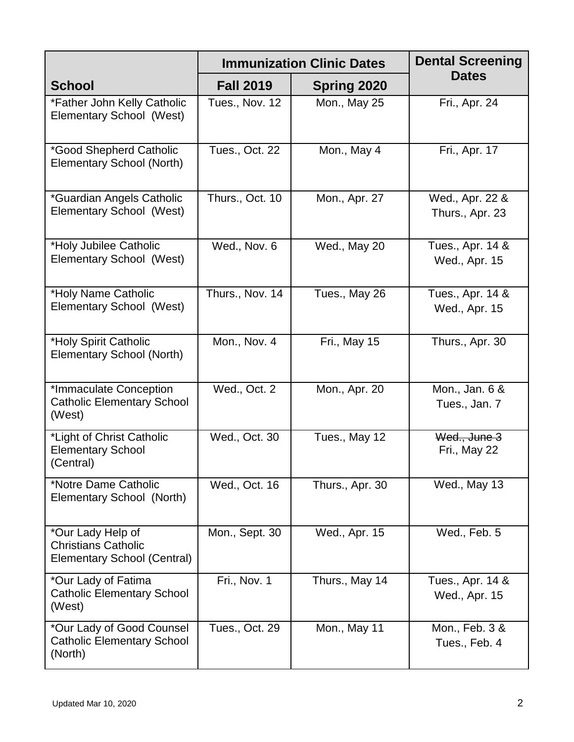| School | Immunization Clinic Dates | | Dental Screening Dates |
|---|---|---|---|
| | **Fall 2019** | **Spring 2020** | |
| *Father John Kelly Catholic Elementary School (West) | Tues., Nov. 12 | Mon., May 25 | Fri., Apr. 24 |
| *Good Shepherd Catholic Elementary School (North) | Tues., Oct. 22 | Mon., May 4 | Fri., Apr. 17 |
| *Guardian Angels Catholic Elementary School (West) | Thurs., Oct. 10 | Mon., Apr. 27 | Wed., Apr. 22 & Thurs., Apr. 23 |
| *Holy Jubilee Catholic Elementary School (West) | Wed., Nov. 6 | Wed., May 20 | Tues., Apr. 14 & Wed., Apr. 15 |
| *Holy Name Catholic Elementary School (West) | Thurs., Nov. 14 | Tues., May 26 | Tues., Apr. 14 & Wed., Apr. 15 |
| *Holy Spirit Catholic Elementary School (North) | Mon., Nov. 4 | Fri., May 15 | Thurs., Apr. 30 |
| *Immaculate Conception Catholic Elementary School (West) | Wed., Oct. 2 | Mon., Apr. 20 | Mon., Jan. 6 & Tues., Jan. 7 |
| *Light of Christ Catholic Elementary School (Central) | Wed., Oct. 30 | Tues., May 12 | ~~Wed., June 3~~ Fri., May 22 |
| *Notre Dame Catholic Elementary School (North) | Wed., Oct. 16 | Thurs., Apr. 30 | Wed., May 13 |
| *Our Lady Help of Christians Catholic Elementary School (Central) | Mon., Sept. 30 | Wed., Apr. 15 | Wed., Feb. 5 |
| *Our Lady of Fatima Catholic Elementary School (West) | Fri., Nov. 1 | Thurs., May 14 | Tues., Apr. 14 & Wed., Apr. 15 |
| *Our Lady of Good Counsel Catholic Elementary School (North) | Tues., Oct. 29 | Mon., May 11 | Mon., Feb. 3 & Tues., Feb. 4 |

Updated Mar 10, 2020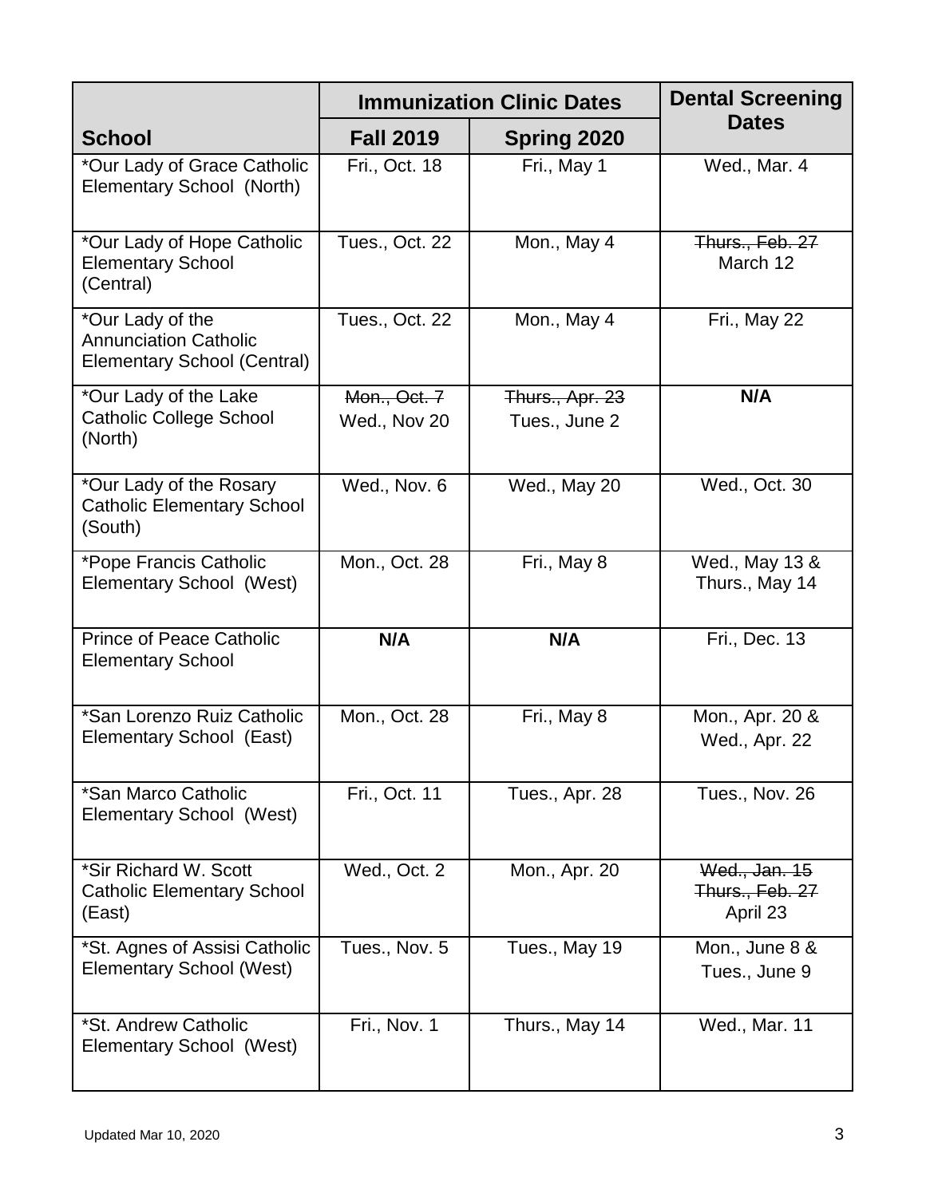| School | Immunization Clinic Dates | | Dental Screening Dates |
|---|---|---|---|
| | Fall 2019 | Spring 2020 | |
| *Our Lady of Grace Catholic Elementary School (North) | Fri., Oct. 18 | Fri., May 1 | Wed., Mar. 4 |
| *Our Lady of Hope Catholic Elementary School (Central) | Tues., Oct. 22 | Mon., May 4 | ~~Thurs., Feb. 27~~ March 12 |
| *Our Lady of the Annunciation Catholic Elementary School (Central) | Tues., Oct. 22 | Mon., May 4 | Fri., May 22 |
| *Our Lady of the Lake Catholic College School (North) | ~~Mon., Oct. 7~~ Wed., Nov 20 | ~~Thurs., Apr. 23~~ Tues., June 2 | **N/A** |
| *Our Lady of the Rosary Catholic Elementary School (South) | Wed., Nov. 6 | Wed., May 20 | Wed., Oct. 30 |
| *Pope Francis Catholic Elementary School (West) | Mon., Oct. 28 | Fri., May 8 | Wed., May 13 & Thurs., May 14 |
| Prince of Peace Catholic Elementary School | **N/A** | **N/A** | Fri., Dec. 13 |
| *San Lorenzo Ruiz Catholic Elementary School (East) | Mon., Oct. 28 | Fri., May 8 | Mon., Apr. 20 & Wed., Apr. 22 |
| *San Marco Catholic Elementary School (West) | Fri., Oct. 11 | Tues., Apr. 28 | Tues., Nov. 26 |
| *Sir Richard W. Scott Catholic Elementary School (East) | Wed., Oct. 2 | Mon., Apr. 20 | ~~Wed., Jan. 15~~ ~~Thurs., Feb. 27~~ April 23 |
| *St. Agnes of Assisi Catholic Elementary School (West) | Tues., Nov. 5 | Tues., May 19 | Mon., June 8 & Tues., June 9 |
| *St. Andrew Catholic Elementary School (West) | Fri., Nov. 1 | Thurs., May 14 | Wed., Mar. 11 |

Updated Mar 10, 2020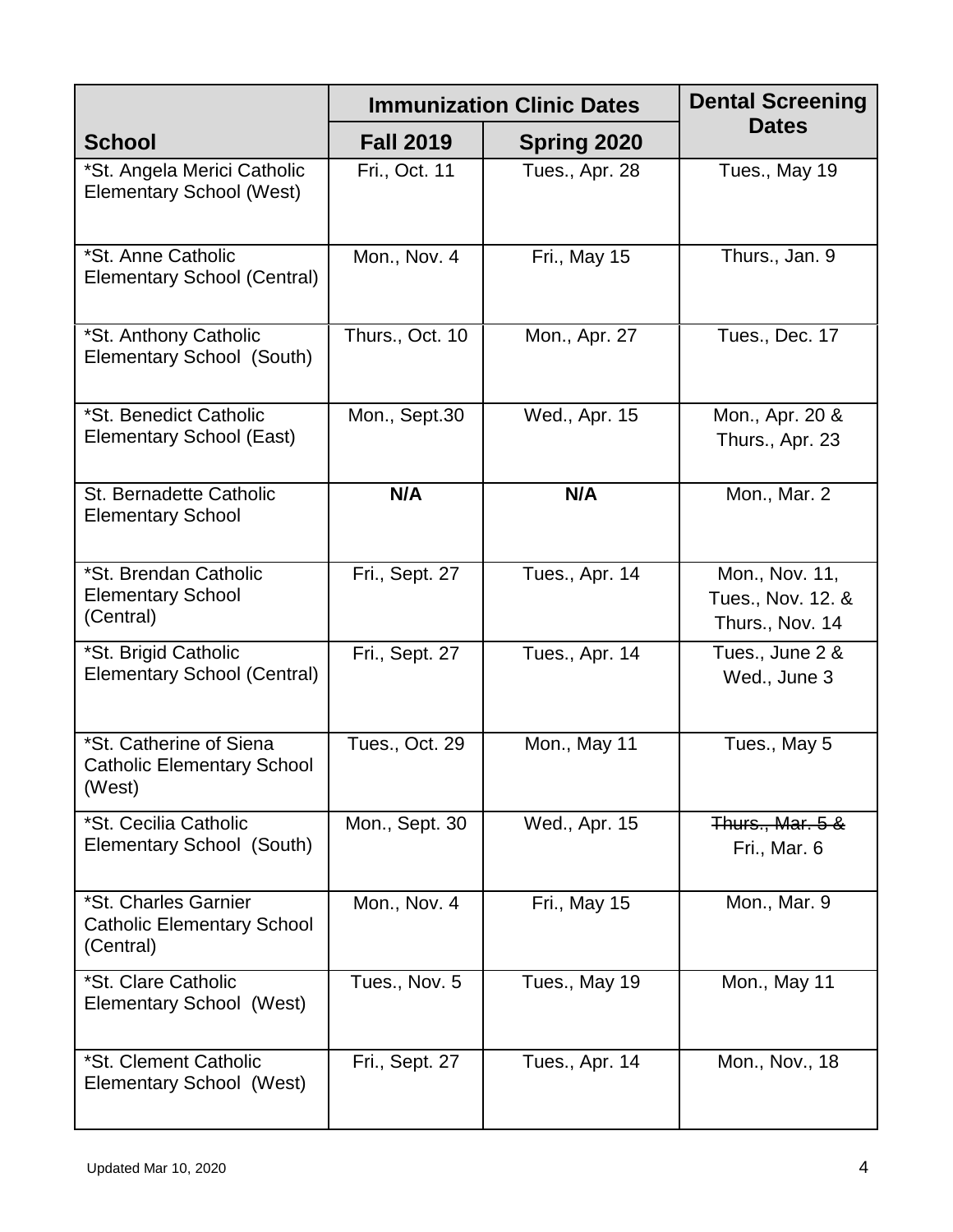| School | Immunization Clinic Dates | | Dental Screening Dates |
|---|---|---|---|
| | Fall 2019 | Spring 2020 | |
| *St. Angela Merici Catholic Elementary School (West) | Fri., Oct. 11 | Tues., Apr. 28 | Tues., May 19 |
| *St. Anne Catholic Elementary School (Central) | Mon., Nov. 4 | Fri., May 15 | Thurs., Jan. 9 |
| *St. Anthony Catholic Elementary School (South) | Thurs., Oct. 10 | Mon., Apr. 27 | Tues., Dec. 17 |
| *St. Benedict Catholic Elementary School (East) | Mon., Sept.30 | Wed., Apr. 15 | Mon., Apr. 20 & Thurs., Apr. 23 |
| St. Bernadette Catholic Elementary School | **N/A** | **N/A** | Mon., Mar. 2 |
| *St. Brendan Catholic Elementary School (Central) | Fri., Sept. 27 | Tues., Apr. 14 | Mon., Nov. 11, Tues., Nov. 12. & Thurs., Nov. 14 |
| *St. Brigid Catholic Elementary School (Central) | Fri., Sept. 27 | Tues., Apr. 14 | Tues., June 2 & Wed., June 3 |
| *St. Catherine of Siena Catholic Elementary School (West) | Tues., Oct. 29 | Mon., May 11 | Tues., May 5 |
| *St. Cecilia Catholic Elementary School (South) | Mon., Sept. 30 | Wed., Apr. 15 | ~~Thurs., Mar. 5 &~~ Fri., Mar. 6 |
| *St. Charles Garnier Catholic Elementary School (Central) | Mon., Nov. 4 | Fri., May 15 | Mon., Mar. 9 |
| *St. Clare Catholic Elementary School (West) | Tues., Nov. 5 | Tues., May 19 | Mon., May 11 |
| *St. Clement Catholic Elementary School (West) | Fri., Sept. 27 | Tues., Apr. 14 | Mon., Nov., 18 |

Updated Mar 10, 2020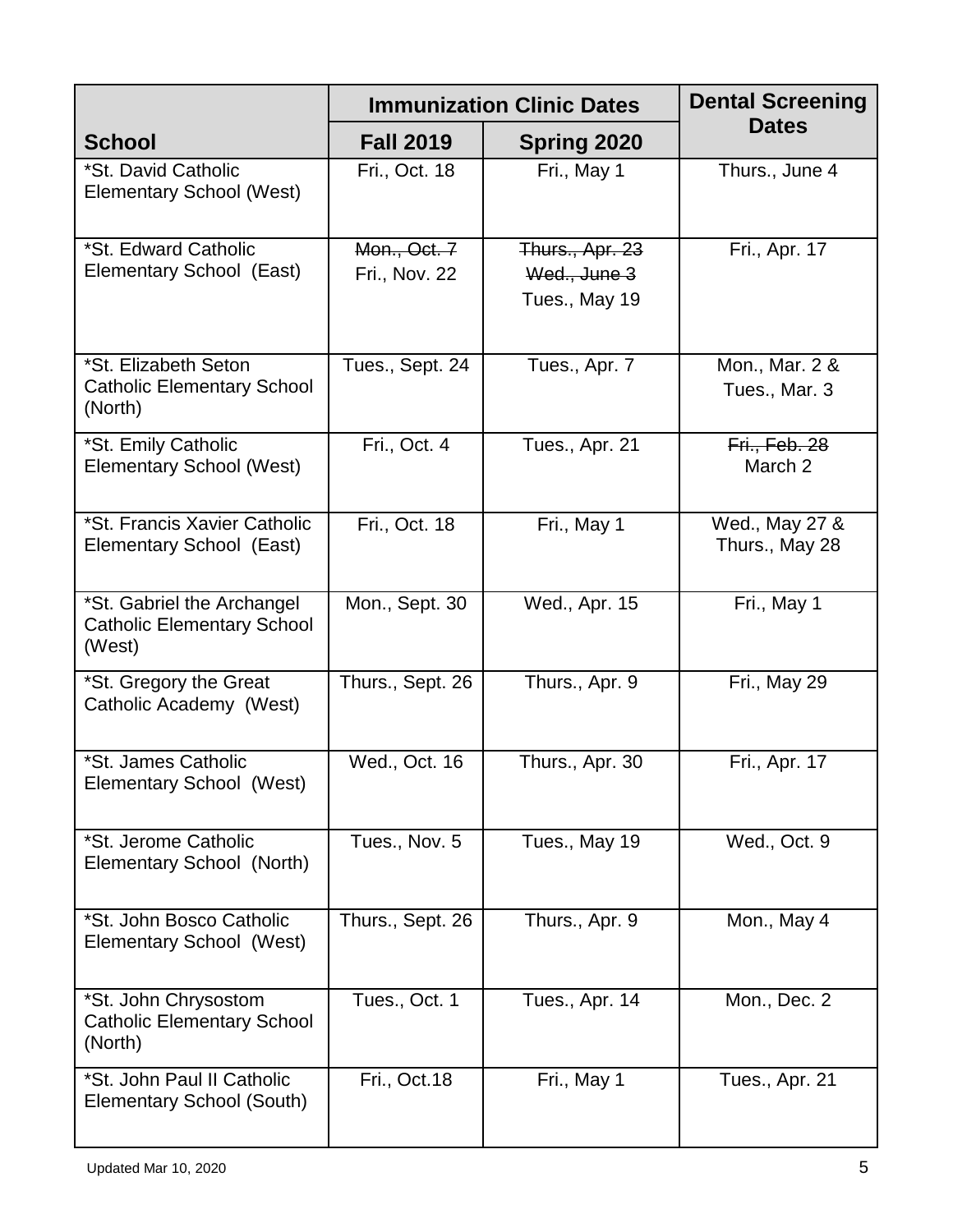| School | Immunization Clinic Dates | | Dental Screening Dates |
|---|---|---|---|
| | Fall 2019 | Spring 2020 | |
| *St. David Catholic Elementary School (West) | Fri., Oct. 18 | Fri., May 1 | Thurs., June 4 |
| *St. Edward Catholic Elementary School (East) | ~~Mon., Oct. 7~~ Fri., Nov. 22 | ~~Thurs., Apr. 23~~ ~~Wed., June 3~~ Tues., May 19 | Fri., Apr. 17 |
| *St. Elizabeth Seton Catholic Elementary School (North) | Tues., Sept. 24 | Tues., Apr. 7 | Mon., Mar. 2 & Tues., Mar. 3 |
| *St. Emily Catholic Elementary School (West) | Fri., Oct. 4 | Tues., Apr. 21 | ~~Fri., Feb. 28~~ March 2 |
| *St. Francis Xavier Catholic Elementary School (East) | Fri., Oct. 18 | Fri., May 1 | Wed., May 27 & Thurs., May 28 |
| *St. Gabriel the Archangel Catholic Elementary School (West) | Mon., Sept. 30 | Wed., Apr. 15 | Fri., May 1 |
| *St. Gregory the Great Catholic Academy (West) | Thurs., Sept. 26 | Thurs., Apr. 9 | Fri., May 29 |
| *St. James Catholic Elementary School (West) | Wed., Oct. 16 | Thurs., Apr. 30 | Fri., Apr. 17 |
| *St. Jerome Catholic Elementary School (North) | Tues., Nov. 5 | Tues., May 19 | Wed., Oct. 9 |
| *St. John Bosco Catholic Elementary School (West) | Thurs., Sept. 26 | Thurs., Apr. 9 | Mon., May 4 |
| *St. John Chrysostom Catholic Elementary School (North) | Tues., Oct. 1 | Tues., Apr. 14 | Mon., Dec. 2 |
| *St. John Paul II Catholic Elementary School (South) | Fri., Oct.18 | Fri., May 1 | Tues., Apr. 21 |

Updated Mar 10, 2020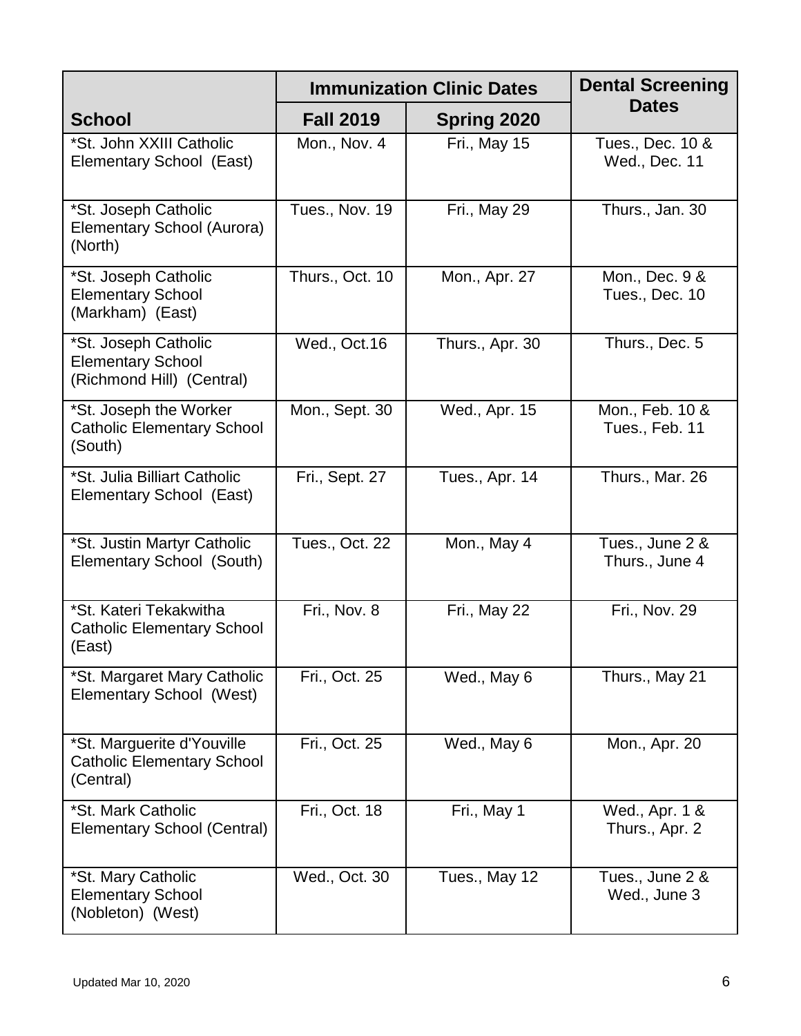| School | Immunization Clinic Dates | | Dental Screening Dates |
|---|---|---|---|
| | Fall 2019 | Spring 2020 | |
| *St. John XXIII Catholic Elementary School (East) | Mon., Nov. 4 | Fri., May 15 | Tues., Dec. 10 & Wed., Dec. 11 |
| *St. Joseph Catholic Elementary School (Aurora) (North) | Tues., Nov. 19 | Fri., May 29 | Thurs., Jan. 30 |
| *St. Joseph Catholic Elementary School (Markham) (East) | Thurs., Oct. 10 | Mon., Apr. 27 | Mon., Dec. 9 & Tues., Dec. 10 |
| *St. Joseph Catholic Elementary School (Richmond Hill) (Central) | Wed., Oct.16 | Thurs., Apr. 30 | Thurs., Dec. 5 |
| *St. Joseph the Worker Catholic Elementary School (South) | Mon., Sept. 30 | Wed., Apr. 15 | Mon., Feb. 10 & Tues., Feb. 11 |
| *St. Julia Billiart Catholic Elementary School (East) | Fri., Sept. 27 | Tues., Apr. 14 | Thurs., Mar. 26 |
| *St. Justin Martyr Catholic Elementary School (South) | Tues., Oct. 22 | Mon., May 4 | Tues., June 2 & Thurs., June 4 |
| *St. Kateri Tekakwitha Catholic Elementary School (East) | Fri., Nov. 8 | Fri., May 22 | Fri., Nov. 29 |
| *St. Margaret Mary Catholic Elementary School (West) | Fri., Oct. 25 | Wed., May 6 | Thurs., May 21 |
| *St. Marguerite d'Youville Catholic Elementary School (Central) | Fri., Oct. 25 | Wed., May 6 | Mon., Apr. 20 |
| *St. Mark Catholic Elementary School (Central) | Fri., Oct. 18 | Fri., May 1 | Wed., Apr. 1 & Thurs., Apr. 2 |
| *St. Mary Catholic Elementary School (Nobleton) (West) | Wed., Oct. 30 | Tues., May 12 | Tues., June 2 & Wed., June 3 |

Updated Mar 10, 2020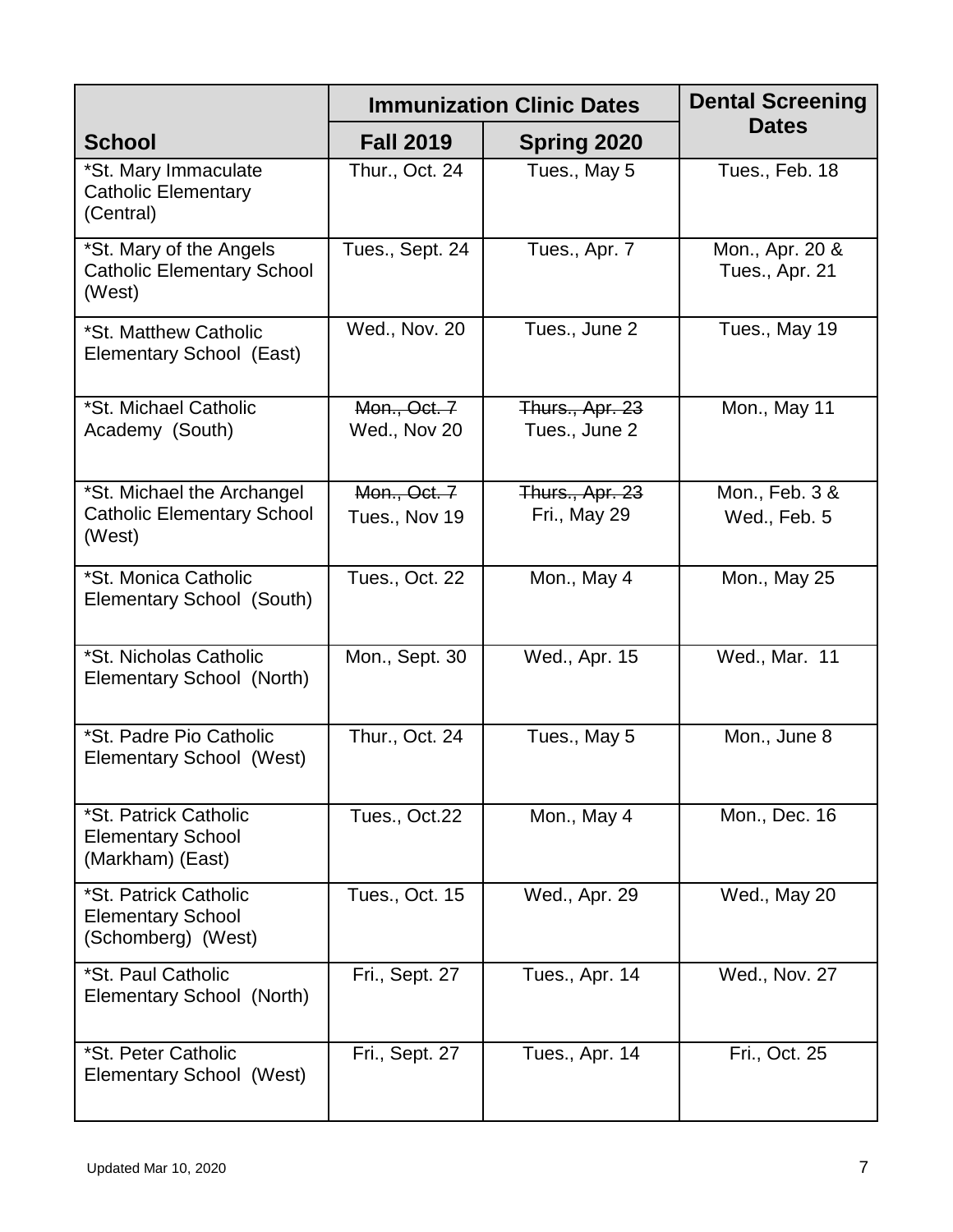| School | Immunization Clinic Dates | | Dental Screening Dates |
|---|---|---|---|
| | Fall 2019 | Spring 2020 | |
| *St. Mary Immaculate Catholic Elementary (Central) | Thur., Oct. 24 | Tues., May 5 | Tues., Feb. 18 |
| *St. Mary of the Angels Catholic Elementary School (West) | Tues., Sept. 24 | Tues., Apr. 7 | Mon., Apr. 20 & Tues., Apr. 21 |
| *St. Matthew Catholic Elementary School (East) | Wed., Nov. 20 | Tues., June 2 | Tues., May 19 |
| *St. Michael Catholic Academy (South) | ~~Mon., Oct. 7~~ Wed., Nov 20 | ~~Thurs., Apr. 23~~ Tues., June 2 | Mon., May 11 |
| *St. Michael the Archangel Catholic Elementary School (West) | ~~Mon., Oct. 7~~ Tues., Nov 19 | ~~Thurs., Apr. 23~~ Fri., May 29 | Mon., Feb. 3 & Wed., Feb. 5 |
| *St. Monica Catholic Elementary School (South) | Tues., Oct. 22 | Mon., May 4 | Mon., May 25 |
| *St. Nicholas Catholic Elementary School (North) | Mon., Sept. 30 | Wed., Apr. 15 | Wed., Mar. 11 |
| *St. Padre Pio Catholic Elementary School (West) | Thur., Oct. 24 | Tues., May 5 | Mon., June 8 |
| *St. Patrick Catholic Elementary School (Markham) (East) | Tues., Oct.22 | Mon., May 4 | Mon., Dec. 16 |
| *St. Patrick Catholic Elementary School (Schomberg) (West) | Tues., Oct. 15 | Wed., Apr. 29 | Wed., May 20 |
| *St. Paul Catholic Elementary School (North) | Fri., Sept. 27 | Tues., Apr. 14 | Wed., Nov. 27 |
| *St. Peter Catholic Elementary School (West) | Fri., Sept. 27 | Tues., Apr. 14 | Fri., Oct. 25 |

Updated Mar 10, 2020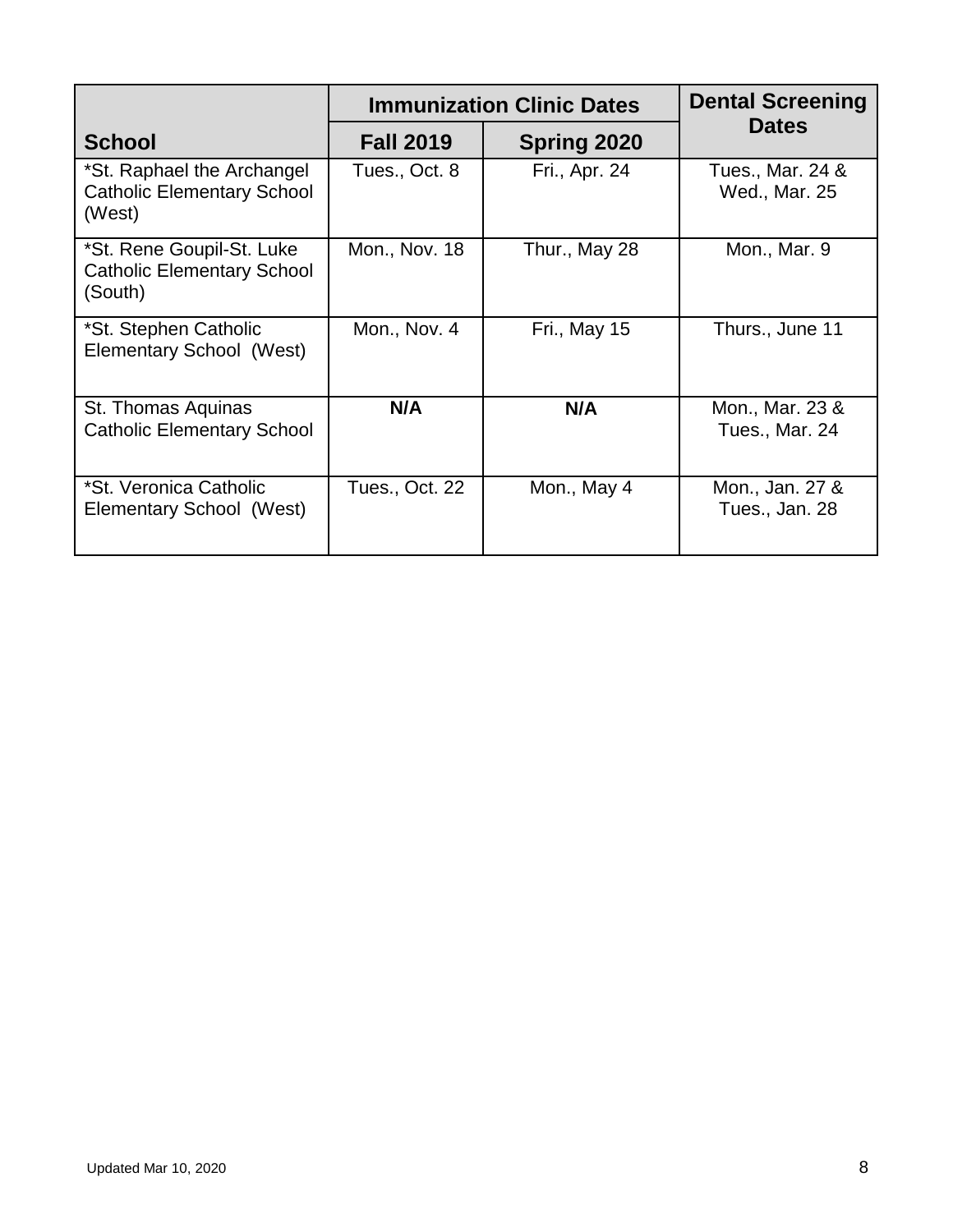| School | Immunization Clinic Dates | | Dental Screening Dates |
|---|---|---|---|
| | **Fall 2019** | **Spring 2020** | |
| *St. Raphael the Archangel Catholic Elementary School (West) | Tues., Oct. 8 | Fri., Apr. 24 | Tues., Mar. 24 & Wed., Mar. 25 |
| *St. Rene Goupil-St. Luke Catholic Elementary School (South) | Mon., Nov. 18 | Thur., May 28 | Mon., Mar. 9 |
| *St. Stephen Catholic Elementary School (West) | Mon., Nov. 4 | Fri., May 15 | Thurs., June 11 |
| St. Thomas Aquinas Catholic Elementary School | **N/A** | **N/A** | Mon., Mar. 23 & Tues., Mar. 24 |
| *St. Veronica Catholic Elementary School (West) | Tues., Oct. 22 | Mon., May 4 | Mon., Jan. 27 & Tues., Jan. 28 |

Updated Mar 10, 2020